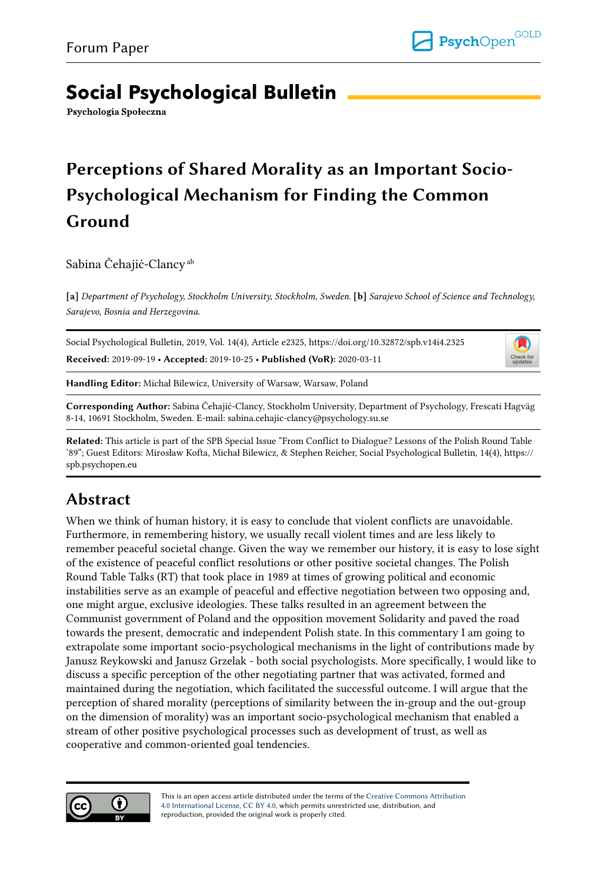Forum Paper

# Social Psychological Bulletin

**Psychologia Społeczna**

# Perceptions of Shared Morality as an Important Socio-Psychological Mechanism for Finding the Common Ground

Sabina Čehajić-Clancy [ab]

**[a]** *Department of Psychology, Stockholm University, Stockholm, Sweden.* **[b]** *Sarajevo School of Science and Technology, Sarajevo, Bosnia and Herzegovina.*

Social Psychological Bulletin, 2019, Vol. 14(4), Article e2325, https://doi.org/10.32872/spb.v14i4.2325

**Received:** 2019-09-19 • **Accepted:** 2019-10-25 • **Published (VoR):** 2020-03-11

**Handling Editor:** Michał Bilewicz, University of Warsaw, Warsaw, Poland

**Corresponding Author:** Sabina Čehajić-Clancy, Stockholm University, Department of Psychology, Frescati Hagväg 8-14, 10691 Stockholm, Sweden. E-mail: sabina.cehajic-clancy@psychology.su.se

**Related:** This article is part of the SPB Special Issue "From Conflict to Dialogue? Lessons of the Polish Round Table '89"; Guest Editors: Mirosław Kofta, Michał Bilewicz, & Stephen Reicher, Social Psychological Bulletin, 14(4), https://spb.psychopen.eu

## Abstract

When we think of human history, it is easy to conclude that violent conflicts are unavoidable. Furthermore, in remembering history, we usually recall violent times and are less likely to remember peaceful societal change. Given the way we remember our history, it is easy to lose sight of the existence of peaceful conflict resolutions or other positive societal changes. The Polish Round Table Talks (RT) that took place in 1989 at times of growing political and economic instabilities serve as an example of peaceful and effective negotiation between two opposing and, one might argue, exclusive ideologies. These talks resulted in an agreement between the Communist government of Poland and the opposition movement Solidarity and paved the road towards the present, democratic and independent Polish state. In this commentary I am going to extrapolate some important socio-psychological mechanisms in the light of contributions made by Janusz Reykowski and Janusz Grzelak - both social psychologists. More specifically, I would like to discuss a specific perception of the other negotiating partner that was activated, formed and maintained during the negotiation, which facilitated the successful outcome. I will argue that the perception of shared morality (perceptions of similarity between the in-group and the out-group on the dimension of morality) was an important socio-psychological mechanism that enabled a stream of other positive psychological processes such as development of trust, as well as cooperative and common-oriented goal tendencies.

This is an open access article distributed under the terms of the Creative Commons Attribution 4.0 International License, CC BY 4.0, which permits unrestricted use, distribution, and reproduction, provided the original work is properly cited.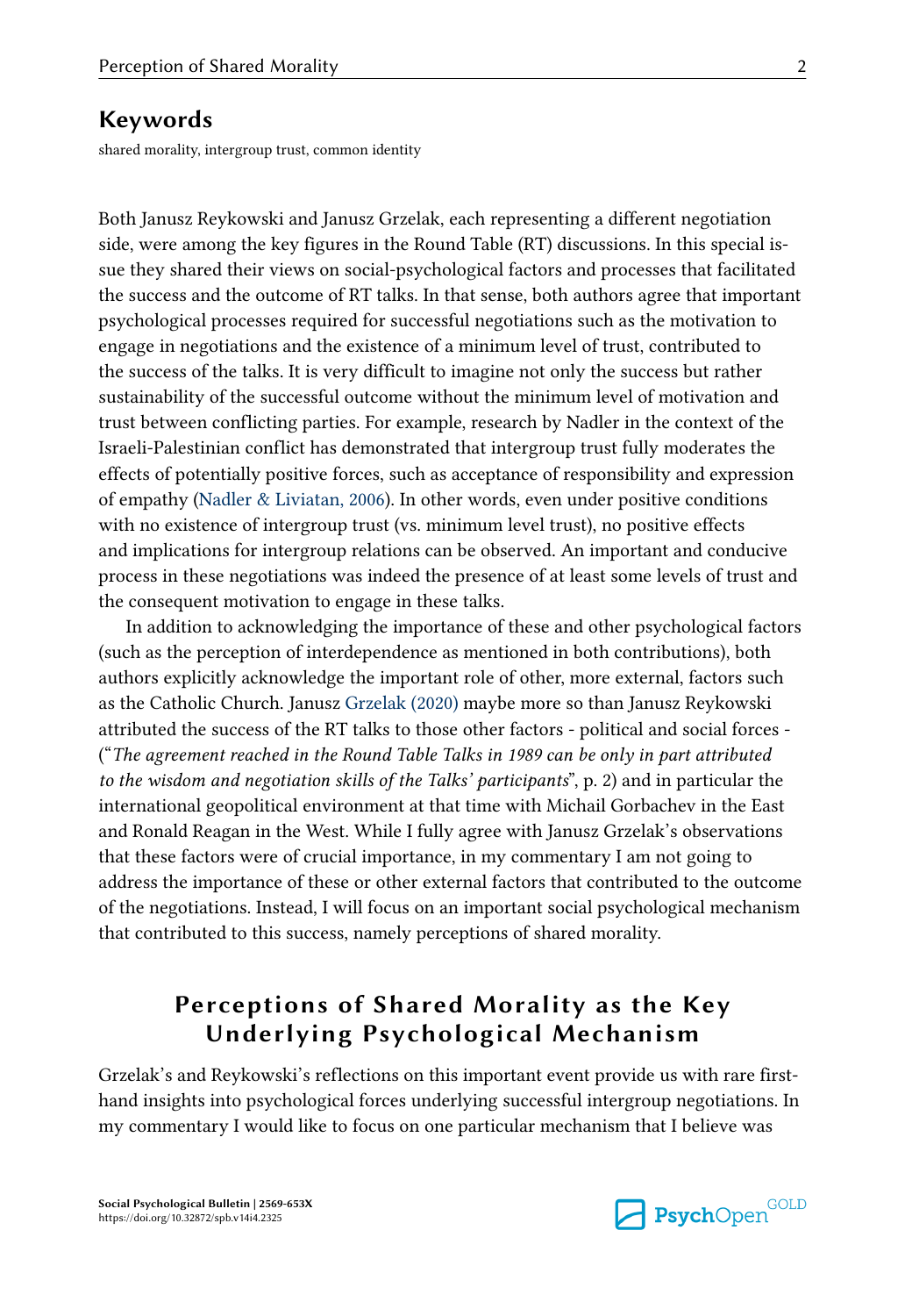## Keywords

shared morality, intergroup trust, common identity

Both Janusz Reykowski and Janusz Grzelak, each representing a different negotiation side, were among the key figures in the Round Table (RT) discussions. In this special issue they shared their views on social-psychological factors and processes that facilitated the success and the outcome of RT talks. In that sense, both authors agree that important psychological processes required for successful negotiations such as the motivation to engage in negotiations and the existence of a minimum level of trust, contributed to the success of the talks. It is very difficult to imagine not only the success but rather sustainability of the successful outcome without the minimum level of motivation and trust between conflicting parties. For example, research by Nadler in the context of the Israeli-Palestinian conflict has demonstrated that intergroup trust fully moderates the effects of potentially positive forces, such as acceptance of responsibility and expression of empathy (Nadler & Liviatan, 2006). In other words, even under positive conditions with no existence of intergroup trust (vs. minimum level trust), no positive effects and implications for intergroup relations can be observed. An important and conducive process in these negotiations was indeed the presence of at least some levels of trust and the consequent motivation to engage in these talks.

In addition to acknowledging the importance of these and other psychological factors (such as the perception of interdependence as mentioned in both contributions), both authors explicitly acknowledge the important role of other, more external, factors such as the Catholic Church. Janusz Grzelak (2020) maybe more so than Janusz Reykowski attributed the success of the RT talks to those other factors - political and social forces - ("*The agreement reached in the Round Table Talks in 1989 can be only in part attributed to the wisdom and negotiation skills of the Talks' participants*", p. 2) and in particular the international geopolitical environment at that time with Michail Gorbachev in the East and Ronald Reagan in the West. While I fully agree with Janusz Grzelak's observations that these factors were of crucial importance, in my commentary I am not going to address the importance of these or other external factors that contributed to the outcome of the negotiations. Instead, I will focus on an important social psychological mechanism that contributed to this success, namely perceptions of shared morality.

## Perceptions of Shared Morality as the Key Underlying Psychological Mechanism

Grzelak's and Reykowski's reflections on this important event provide us with rare first-hand insights into psychological forces underlying successful intergroup negotiations. In my commentary I would like to focus on one particular mechanism that I believe was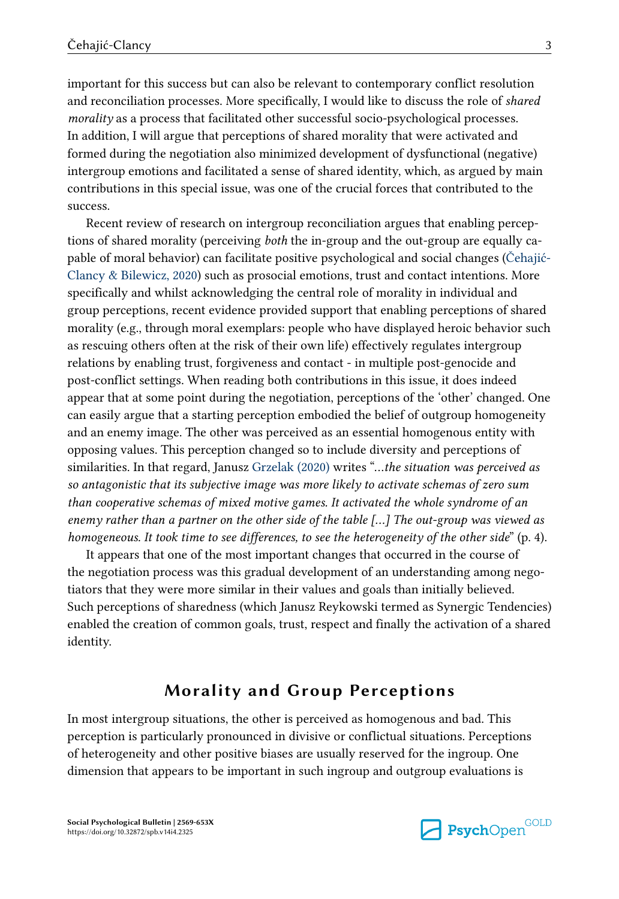important for this success but can also be relevant to contemporary conflict resolution and reconciliation processes. More specifically, I would like to discuss the role of *shared morality* as a process that facilitated other successful socio-psychological processes. In addition, I will argue that perceptions of shared morality that were activated and formed during the negotiation also minimized development of dysfunctional (negative) intergroup emotions and facilitated a sense of shared identity, which, as argued by main contributions in this special issue, was one of the crucial forces that contributed to the success.

Recent review of research on intergroup reconciliation argues that enabling perceptions of shared morality (perceiving *both* the in-group and the out-group are equally capable of moral behavior) can facilitate positive psychological and social changes (Čehajić-Clancy & Bilewicz, 2020) such as prosocial emotions, trust and contact intentions. More specifically and whilst acknowledging the central role of morality in individual and group perceptions, recent evidence provided support that enabling perceptions of shared morality (e.g., through moral exemplars: people who have displayed heroic behavior such as rescuing others often at the risk of their own life) effectively regulates intergroup relations by enabling trust, forgiveness and contact - in multiple post-genocide and post-conflict settings. When reading both contributions in this issue, it does indeed appear that at some point during the negotiation, perceptions of the 'other' changed. One can easily argue that a starting perception embodied the belief of outgroup homogeneity and an enemy image. The other was perceived as an essential homogenous entity with opposing values. This perception changed so to include diversity and perceptions of similarities. In that regard, Janusz Grzelak (2020) writes "*...the situation was perceived as so antagonistic that its subjective image was more likely to activate schemas of zero sum than cooperative schemas of mixed motive games. It activated the whole syndrome of an enemy rather than a partner on the other side of the table [...] The out-group was viewed as homogeneous. It took time to see differences, to see the heterogeneity of the other side*" (p. 4).

It appears that one of the most important changes that occurred in the course of the negotiation process was this gradual development of an understanding among negotiators that they were more similar in their values and goals than initially believed. Such perceptions of sharedness (which Janusz Reykowski termed as Synergic Tendencies) enabled the creation of common goals, trust, respect and finally the activation of a shared identity.

## Morality and Group Perceptions

In most intergroup situations, the other is perceived as homogenous and bad. This perception is particularly pronounced in divisive or conflictual situations. Perceptions of heterogeneity and other positive biases are usually reserved for the ingroup. One dimension that appears to be important in such ingroup and outgroup evaluations is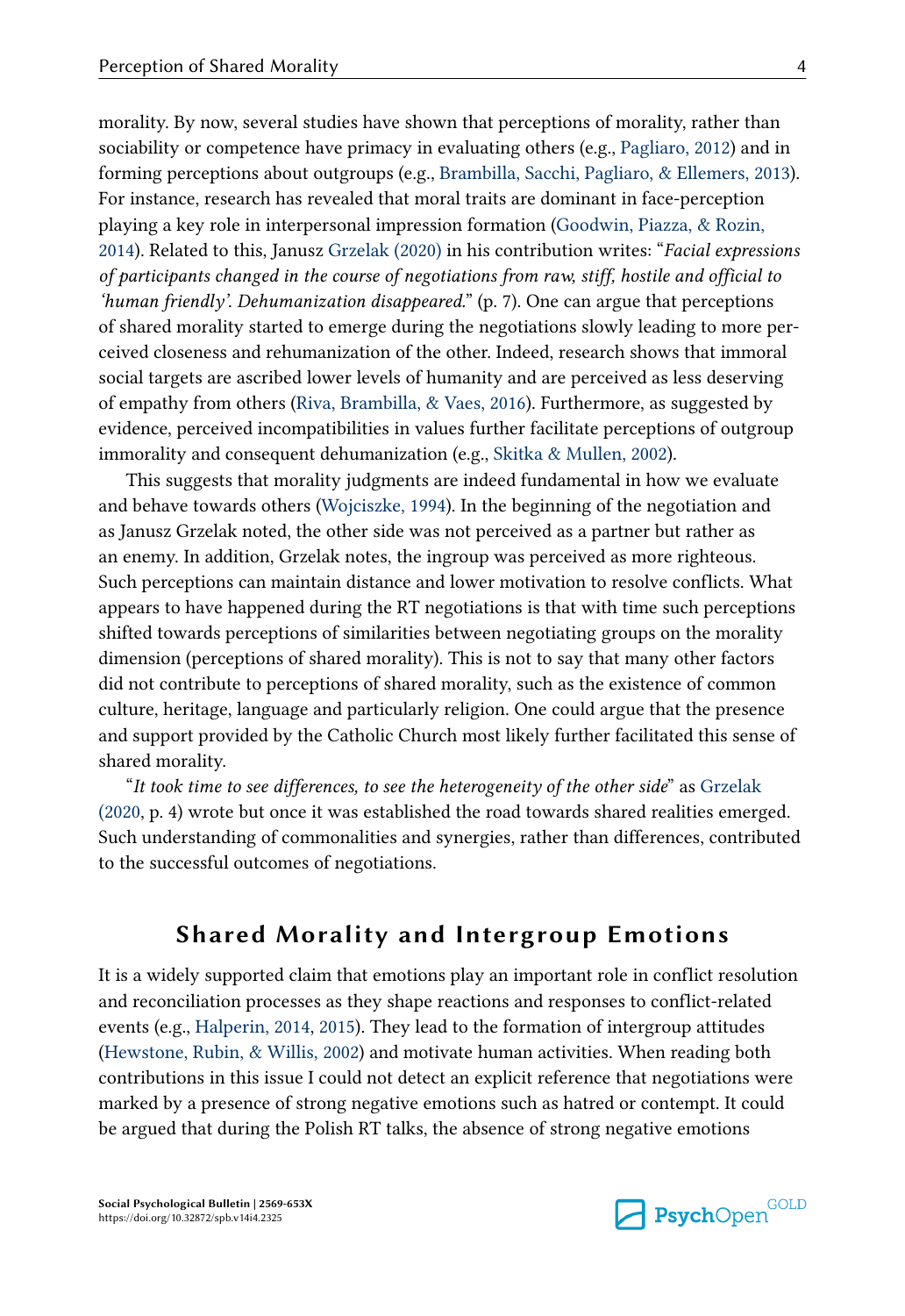morality. By now, several studies have shown that perceptions of morality, rather than sociability or competence have primacy in evaluating others (e.g., Pagliaro, 2012) and in forming perceptions about outgroups (e.g., Brambilla, Sacchi, Pagliaro, & Ellemers, 2013). For instance, research has revealed that moral traits are dominant in face-perception playing a key role in interpersonal impression formation (Goodwin, Piazza, & Rozin, 2014). Related to this, Janusz Grzelak (2020) in his contribution writes: "*Facial expressions of participants changed in the course of negotiations from raw, stiff, hostile and official to 'human friendly'. Dehumanization disappeared.*" (p. 7). One can argue that perceptions of shared morality started to emerge during the negotiations slowly leading to more perceived closeness and rehumanization of the other. Indeed, research shows that immoral social targets are ascribed lower levels of humanity and are perceived as less deserving of empathy from others (Riva, Brambilla, & Vaes, 2016). Furthermore, as suggested by evidence, perceived incompatibilities in values further facilitate perceptions of outgroup immorality and consequent dehumanization (e.g., Skitka & Mullen, 2002).

This suggests that morality judgments are indeed fundamental in how we evaluate and behave towards others (Wojciszke, 1994). In the beginning of the negotiation and as Janusz Grzelak noted, the other side was not perceived as a partner but rather as an enemy. In addition, Grzelak notes, the ingroup was perceived as more righteous. Such perceptions can maintain distance and lower motivation to resolve conflicts. What appears to have happened during the RT negotiations is that with time such perceptions shifted towards perceptions of similarities between negotiating groups on the morality dimension (perceptions of shared morality). This is not to say that many other factors did not contribute to perceptions of shared morality, such as the existence of common culture, heritage, language and particularly religion. One could argue that the presence and support provided by the Catholic Church most likely further facilitated this sense of shared morality.

"*It took time to see differences, to see the heterogeneity of the other side*" as Grzelak (2020, p. 4) wrote but once it was established the road towards shared realities emerged. Such understanding of commonalities and synergies, rather than differences, contributed to the successful outcomes of negotiations.

## Shared Morality and Intergroup Emotions

It is a widely supported claim that emotions play an important role in conflict resolution and reconciliation processes as they shape reactions and responses to conflict-related events (e.g., Halperin, 2014, 2015). They lead to the formation of intergroup attitudes (Hewstone, Rubin, & Willis, 2002) and motivate human activities. When reading both contributions in this issue I could not detect an explicit reference that negotiations were marked by a presence of strong negative emotions such as hatred or contempt. It could be argued that during the Polish RT talks, the absence of strong negative emotions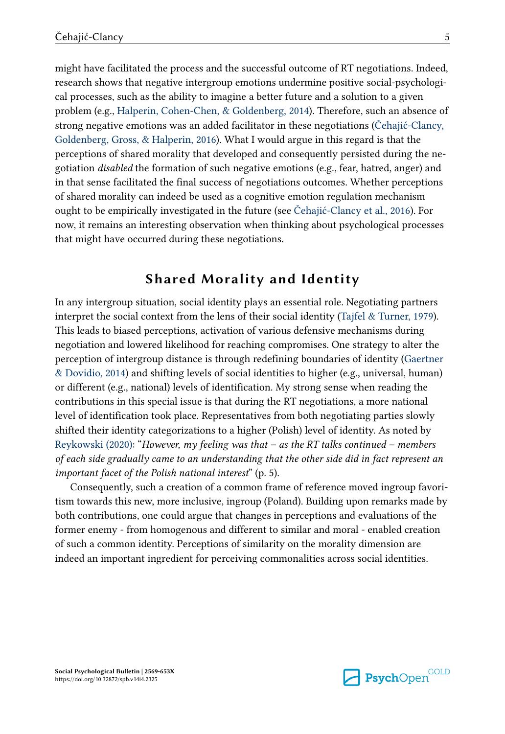might have facilitated the process and the successful outcome of RT negotiations. Indeed, research shows that negative intergroup emotions undermine positive social-psychological processes, such as the ability to imagine a better future and a solution to a given problem (e.g., Halperin, Cohen-Chen, & Goldenberg, 2014). Therefore, such an absence of strong negative emotions was an added facilitator in these negotiations (Čehajić-Clancy, Goldenberg, Gross, & Halperin, 2016). What I would argue in this regard is that the perceptions of shared morality that developed and consequently persisted during the negotiation *disabled* the formation of such negative emotions (e.g., fear, hatred, anger) and in that sense facilitated the final success of negotiations outcomes. Whether perceptions of shared morality can indeed be used as a cognitive emotion regulation mechanism ought to be empirically investigated in the future (see Čehajić-Clancy et al., 2016). For now, it remains an interesting observation when thinking about psychological processes that might have occurred during these negotiations.

## Shared Morality and Identity

In any intergroup situation, social identity plays an essential role. Negotiating partners interpret the social context from the lens of their social identity (Tajfel & Turner, 1979). This leads to biased perceptions, activation of various defensive mechanisms during negotiation and lowered likelihood for reaching compromises. One strategy to alter the perception of intergroup distance is through redefining boundaries of identity (Gaertner & Dovidio, 2014) and shifting levels of social identities to higher (e.g., universal, human) or different (e.g., national) levels of identification. My strong sense when reading the contributions in this special issue is that during the RT negotiations, a more national level of identification took place. Representatives from both negotiating parties slowly shifted their identity categorizations to a higher (Polish) level of identity. As noted by Reykowski (2020): "*However, my feeling was that – as the RT talks continued – members of each side gradually came to an understanding that the other side did in fact represent an important facet of the Polish national interest*" (p. 5).

Consequently, such a creation of a common frame of reference moved ingroup favoritism towards this new, more inclusive, ingroup (Poland). Building upon remarks made by both contributions, one could argue that changes in perceptions and evaluations of the former enemy - from homogenous and different to similar and moral - enabled creation of such a common identity. Perceptions of similarity on the morality dimension are indeed an important ingredient for perceiving commonalities across social identities.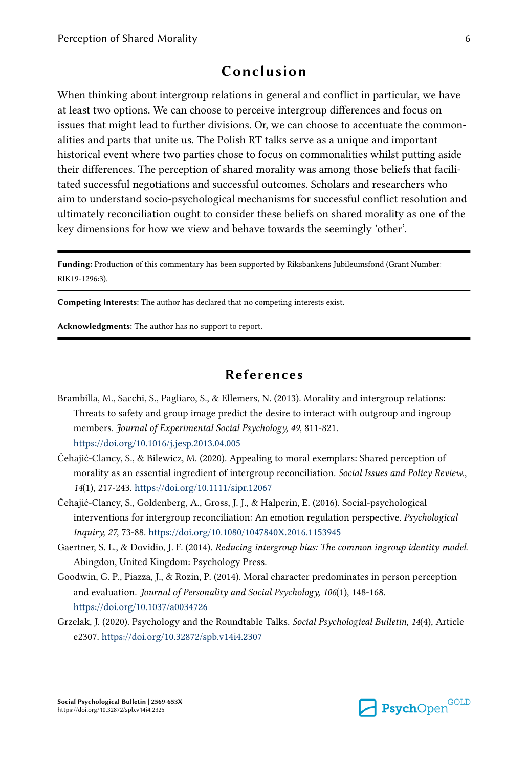## Conclusion

When thinking about intergroup relations in general and conflict in particular, we have at least two options. We can choose to perceive intergroup differences and focus on issues that might lead to further divisions. Or, we can choose to accentuate the commonalities and parts that unite us. The Polish RT talks serve as a unique and important historical event where two parties chose to focus on commonalities whilst putting aside their differences. The perception of shared morality was among those beliefs that facilitated successful negotiations and successful outcomes. Scholars and researchers who aim to understand socio-psychological mechanisms for successful conflict resolution and ultimately reconciliation ought to consider these beliefs on shared morality as one of the key dimensions for how we view and behave towards the seemingly 'other'.

**Funding:** Production of this commentary has been supported by Riksbankens Jubileumsfond (Grant Number: RIK19-1296:3).

**Competing Interests:** The author has declared that no competing interests exist.

**Acknowledgments:** The author has no support to report.

## References

Brambilla, M., Sacchi, S., Pagliaro, S., & Ellemers, N. (2013). Morality and intergroup relations: Threats to safety and group image predict the desire to interact with outgroup and ingroup members. *Journal of Experimental Social Psychology, 49*, 811-821. https://doi.org/10.1016/j.jesp.2013.04.005

Čehajić-Clancy, S., & Bilewicz, M. (2020). Appealing to moral exemplars: Shared perception of morality as an essential ingredient of intergroup reconciliation. *Social Issues and Policy Review.*, *14*(1), 217-243. https://doi.org/10.1111/sipr.12067

Čehajić-Clancy, S., Goldenberg, A., Gross, J. J., & Halperin, E. (2016). Social-psychological interventions for intergroup reconciliation: An emotion regulation perspective. *Psychological Inquiry, 27*, 73-88. https://doi.org/10.1080/1047840X.2016.1153945

Gaertner, S. L., & Dovidio, J. F. (2014). *Reducing intergroup bias: The common ingroup identity model.* Abingdon, United Kingdom: Psychology Press.

Goodwin, G. P., Piazza, J., & Rozin, P. (2014). Moral character predominates in person perception and evaluation. *Journal of Personality and Social Psychology, 106*(1), 148-168. https://doi.org/10.1037/a0034726

Grzelak, J. (2020). Psychology and the Roundtable Talks. *Social Psychological Bulletin, 14*(4), Article e2307. https://doi.org/10.32872/spb.v14i4.2307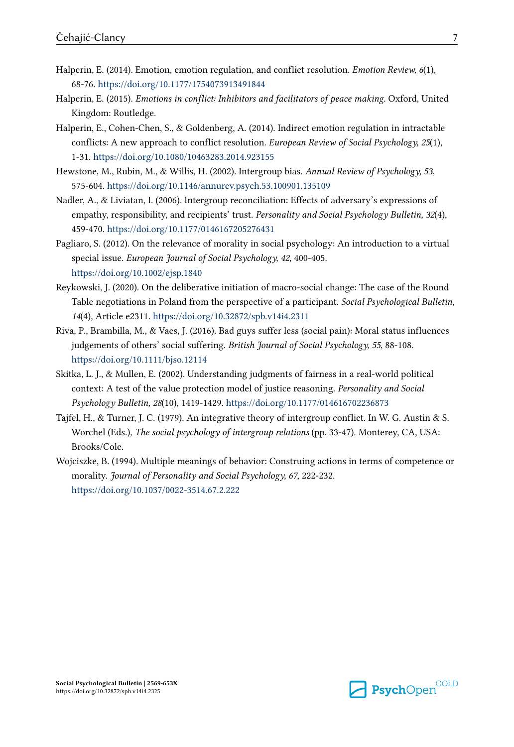Halperin, E. (2014). Emotion, emotion regulation, and conflict resolution. *Emotion Review, 6*(1), 68-76. https://doi.org/10.1177/1754073913491844

Halperin, E. (2015). *Emotions in conflict: Inhibitors and facilitators of peace making*. Oxford, United Kingdom: Routledge.

Halperin, E., Cohen-Chen, S., & Goldenberg, A. (2014). Indirect emotion regulation in intractable conflicts: A new approach to conflict resolution. *European Review of Social Psychology, 25*(1), 1-31. https://doi.org/10.1080/10463283.2014.923155

Hewstone, M., Rubin, M., & Willis, H. (2002). Intergroup bias. *Annual Review of Psychology, 53*, 575-604. https://doi.org/10.1146/annurev.psych.53.100901.135109

Nadler, A., & Liviatan, I. (2006). Intergroup reconciliation: Effects of adversary's expressions of empathy, responsibility, and recipients' trust. *Personality and Social Psychology Bulletin, 32*(4), 459-470. https://doi.org/10.1177/0146167205276431

Pagliaro, S. (2012). On the relevance of morality in social psychology: An introduction to a virtual special issue. *European Journal of Social Psychology, 42*, 400-405. https://doi.org/10.1002/ejsp.1840

Reykowski, J. (2020). On the deliberative initiation of macro-social change: The case of the Round Table negotiations in Poland from the perspective of a participant. *Social Psychological Bulletin, 14*(4), Article e2311. https://doi.org/10.32872/spb.v14i4.2311

Riva, P., Brambilla, M., & Vaes, J. (2016). Bad guys suffer less (social pain): Moral status influences judgements of others' social suffering. *British Journal of Social Psychology, 55*, 88-108. https://doi.org/10.1111/bjso.12114

Skitka, L. J., & Mullen, E. (2002). Understanding judgments of fairness in a real-world political context: A test of the value protection model of justice reasoning. *Personality and Social Psychology Bulletin, 28*(10), 1419-1429. https://doi.org/10.1177/014616702236873

Tajfel, H., & Turner, J. C. (1979). An integrative theory of intergroup conflict. In W. G. Austin & S. Worchel (Eds.), *The social psychology of intergroup relations* (pp. 33-47). Monterey, CA, USA: Brooks/Cole.

Wojciszke, B. (1994). Multiple meanings of behavior: Construing actions in terms of competence or morality. *Journal of Personality and Social Psychology, 67*, 222-232. https://doi.org/10.1037/0022-3514.67.2.222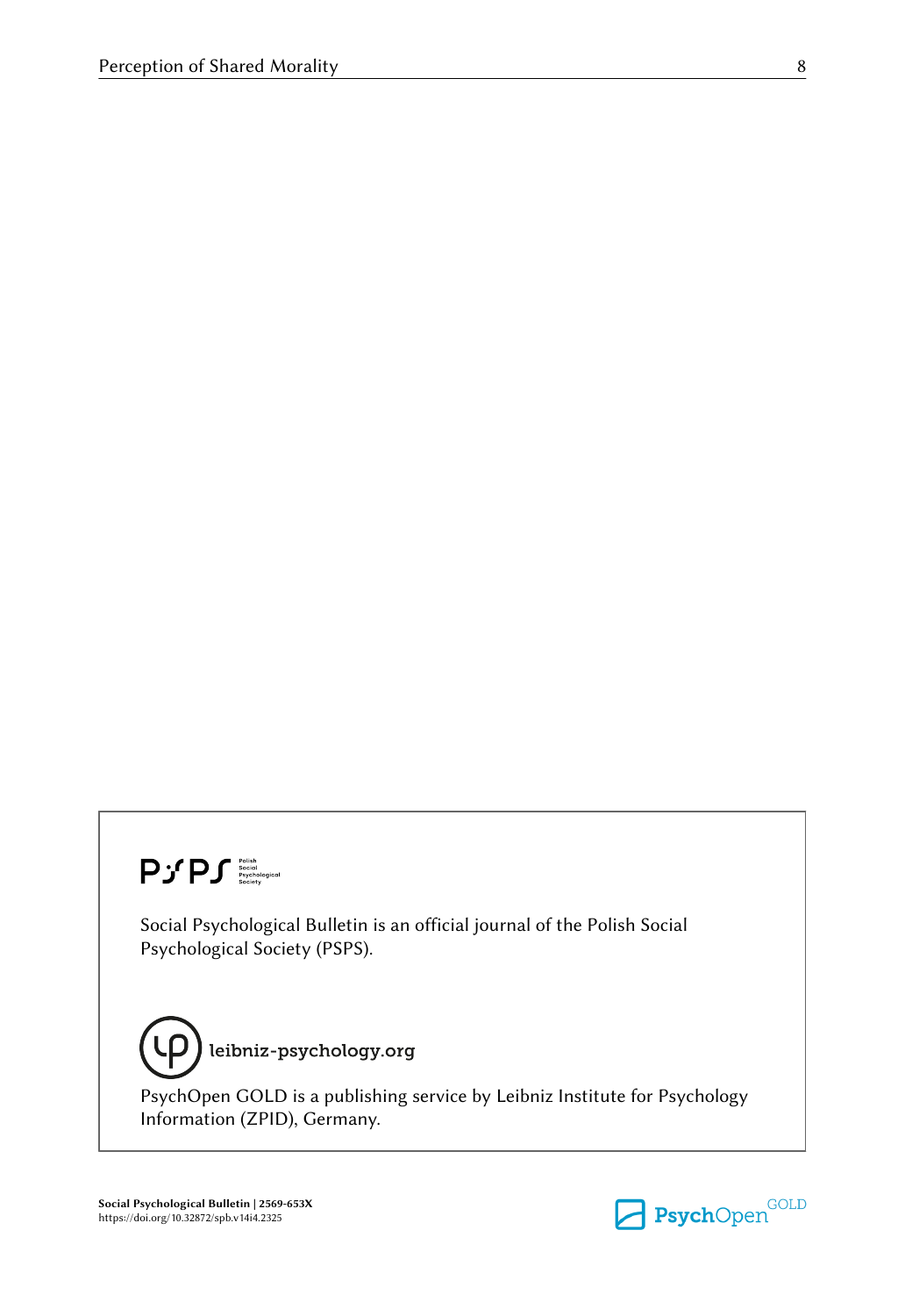Social Psychological Bulletin is an official journal of the Polish Social Psychological Society (PSPS).

leibniz-psychology.org

PsychOpen GOLD is a publishing service by Leibniz Institute for Psychology Information (ZPID), Germany.